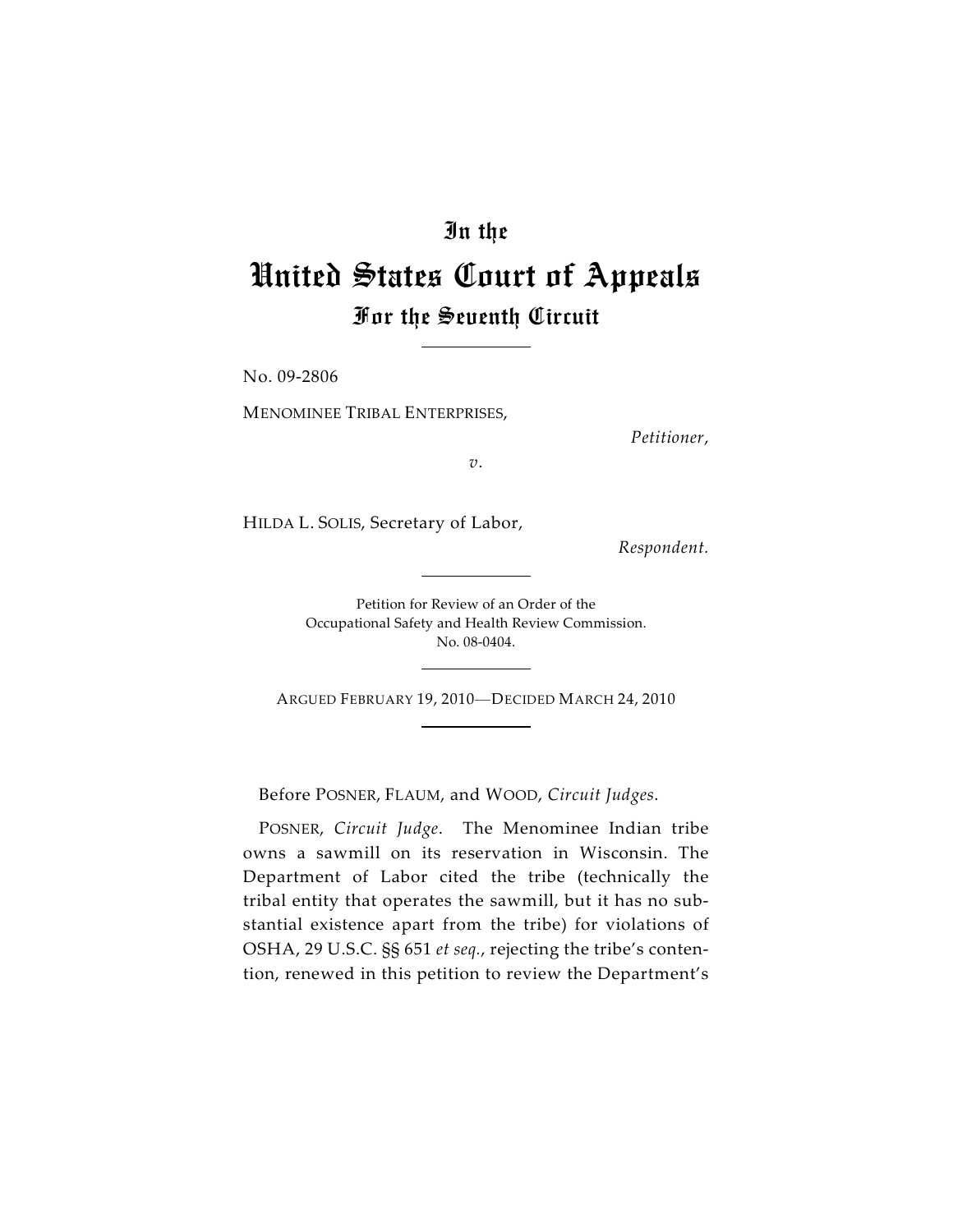# In the

# United States Court of Appeals

## For the Seventh Circuit

No. 09-2806

MENOMINEE TRIBAL ENTERPRISES,

*Petitioner*,

*v.*

HILDA L. SOLIS, Secretary of Labor,

*Respondent.*

Petition for Review of an Order of the
Occupational Safety and Health Review Commission.
No. 08-0404.

ARGUED FEBRUARY 19, 2010—DECIDED MARCH 24, 2010

Before POSNER, FLAUM, and WOOD, *Circuit Judges*.

POSNER, *Circuit Judge*. The Menominee Indian tribe owns a sawmill on its reservation in Wisconsin. The Department of Labor cited the tribe (technically the tribal entity that operates the sawmill, but it has no substantial existence apart from the tribe) for violations of OSHA, 29 U.S.C. §§ 651 *et seq.*, rejecting the tribe's contention, renewed in this petition to review the Department's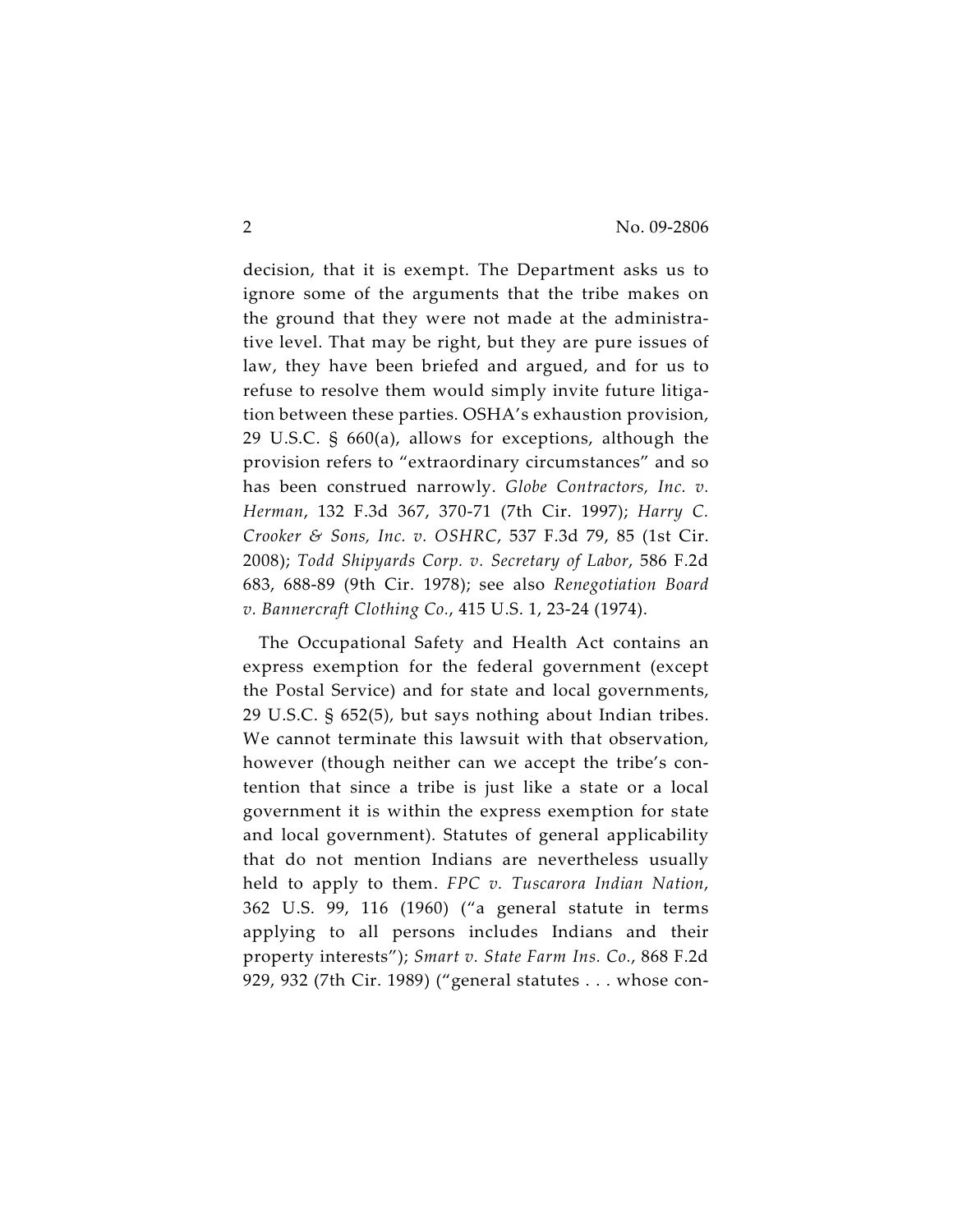decision, that it is exempt. The Department asks us to ignore some of the arguments that the tribe makes on the ground that they were not made at the administrative level. That may be right, but they are pure issues of law, they have been briefed and argued, and for us to refuse to resolve them would simply invite future litigation between these parties. OSHA's exhaustion provision, 29 U.S.C. § 660(a), allows for exceptions, although the provision refers to "extraordinary circumstances" and so has been construed narrowly. *Globe Contractors, Inc. v. Herman*, 132 F.3d 367, 370-71 (7th Cir. 1997); *Harry C. Crooker & Sons, Inc. v. OSHRC*, 537 F.3d 79, 85 (1st Cir. 2008); *Todd Shipyards Corp. v. Secretary of Labor*, 586 F.2d 683, 688-89 (9th Cir. 1978); see also *Renegotiation Board v. Bannercraft Clothing Co.*, 415 U.S. 1, 23-24 (1974).

The Occupational Safety and Health Act contains an express exemption for the federal government (except the Postal Service) and for state and local governments, 29 U.S.C. § 652(5), but says nothing about Indian tribes. We cannot terminate this lawsuit with that observation, however (though neither can we accept the tribe's contention that since a tribe is just like a state or a local government it is within the express exemption for state and local government). Statutes of general applicability that do not mention Indians are nevertheless usually held to apply to them. *FPC v. Tuscarora Indian Nation*, 362 U.S. 99, 116 (1960) ("a general statute in terms applying to all persons includes Indians and their property interests"); *Smart v. State Farm Ins. Co.*, 868 F.2d 929, 932 (7th Cir. 1989) ("general statutes . . . whose con-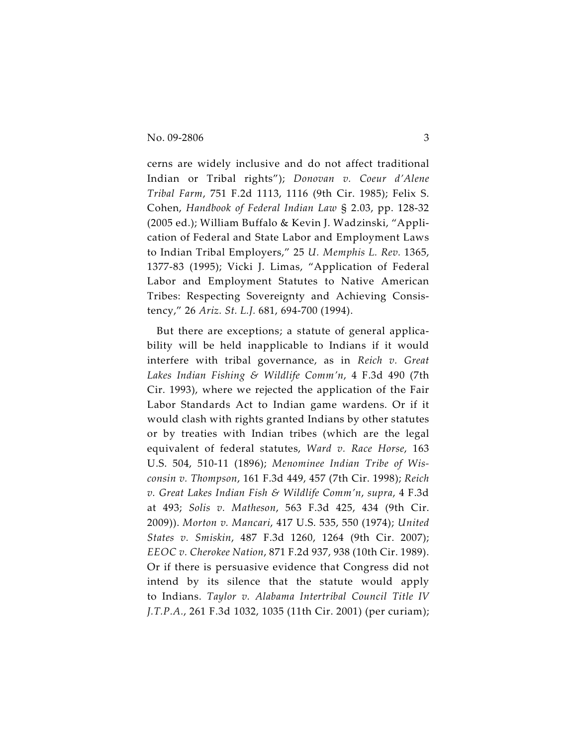cerns are widely inclusive and do not affect traditional Indian or Tribal rights"); *Donovan v. Coeur d'Alene Tribal Farm*, 751 F.2d 1113, 1116 (9th Cir. 1985); Felix S. Cohen, *Handbook of Federal Indian Law* § 2.03, pp. 128-32 (2005 ed.); William Buffalo & Kevin J. Wadzinski, "Application of Federal and State Labor and Employment Laws to Indian Tribal Employers," 25 *U. Memphis L. Rev.* 1365, 1377-83 (1995); Vicki J. Limas, "Application of Federal Labor and Employment Statutes to Native American Tribes: Respecting Sovereignty and Achieving Consistency," 26 *Ariz. St. L.J.* 681, 694-700 (1994).

But there are exceptions; a statute of general applicability will be held inapplicable to Indians if it would interfere with tribal governance, as in *Reich v. Great Lakes Indian Fishing & Wildlife Comm'n*, 4 F.3d 490 (7th Cir. 1993), where we rejected the application of the Fair Labor Standards Act to Indian game wardens. Or if it would clash with rights granted Indians by other statutes or by treaties with Indian tribes (which are the legal equivalent of federal statutes, *Ward v. Race Horse*, 163 U.S. 504, 510-11 (1896); *Menominee Indian Tribe of Wisconsin v. Thompson*, 161 F.3d 449, 457 (7th Cir. 1998); *Reich v. Great Lakes Indian Fish & Wildlife Comm'n*, *supra*, 4 F.3d at 493; *Solis v. Matheson*, 563 F.3d 425, 434 (9th Cir. 2009)). *Morton v. Mancari*, 417 U.S. 535, 550 (1974); *United States v. Smiskin*, 487 F.3d 1260, 1264 (9th Cir. 2007); *EEOC v. Cherokee Nation*, 871 F.2d 937, 938 (10th Cir. 1989). Or if there is persuasive evidence that Congress did not intend by its silence that the statute would apply to Indians. *Taylor v. Alabama Intertribal Council Title IV J.T.P.A.*, 261 F.3d 1032, 1035 (11th Cir. 2001) (per curiam);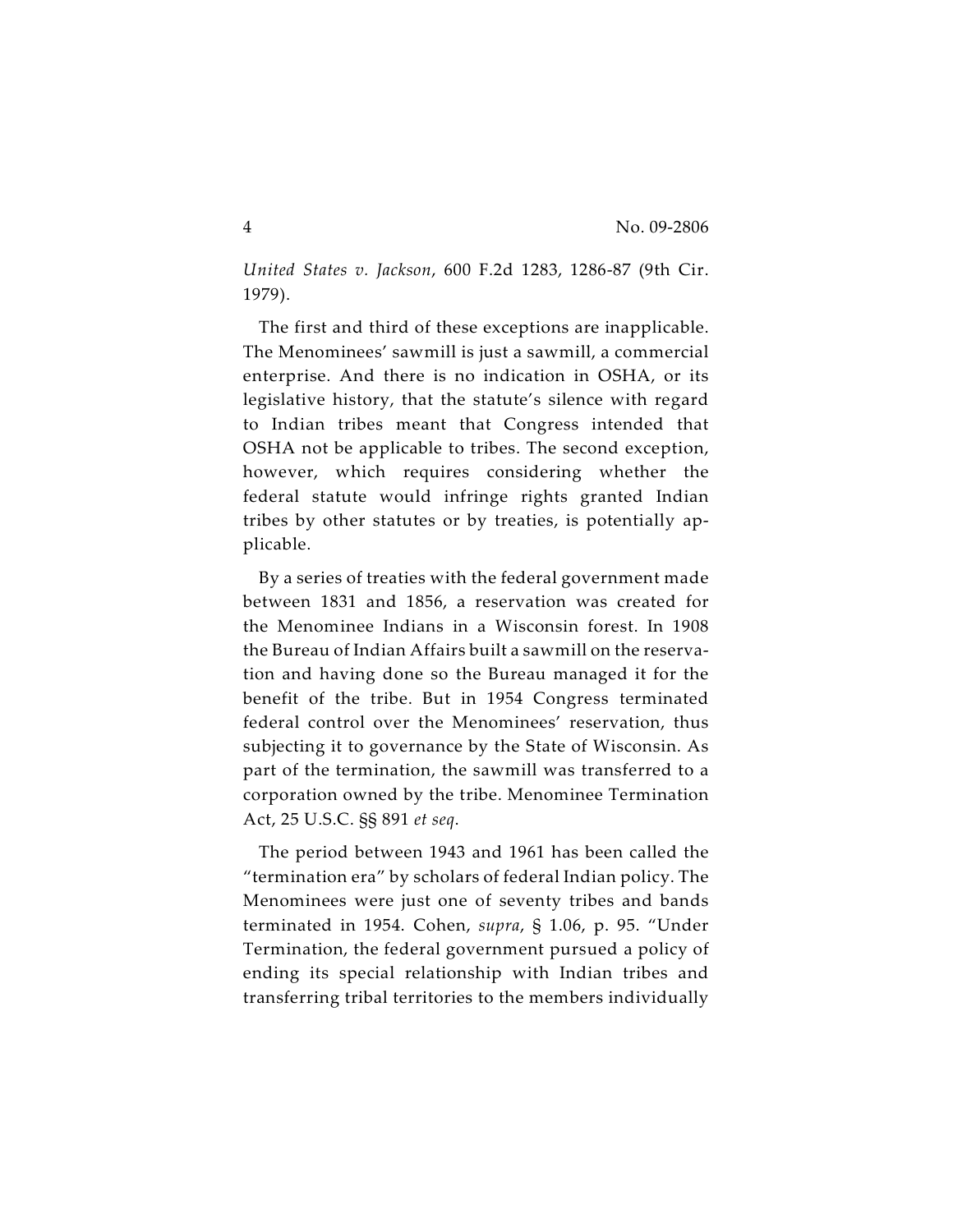*United States v. Jackson*, 600 F.2d 1283, 1286-87 (9th Cir. 1979).

The first and third of these exceptions are inapplicable. The Menominees' sawmill is just a sawmill, a commercial enterprise. And there is no indication in OSHA, or its legislative history, that the statute's silence with regard to Indian tribes meant that Congress intended that OSHA not be applicable to tribes. The second exception, however, which requires considering whether the federal statute would infringe rights granted Indian tribes by other statutes or by treaties, is potentially applicable.

By a series of treaties with the federal government made between 1831 and 1856, a reservation was created for the Menominee Indians in a Wisconsin forest. In 1908 the Bureau of Indian Affairs built a sawmill on the reservation and having done so the Bureau managed it for the benefit of the tribe. But in 1954 Congress terminated federal control over the Menominees' reservation, thus subjecting it to governance by the State of Wisconsin. As part of the termination, the sawmill was transferred to a corporation owned by the tribe. Menominee Termination Act, 25 U.S.C. §§ 891 *et seq*.

The period between 1943 and 1961 has been called the "termination era" by scholars of federal Indian policy. The Menominees were just one of seventy tribes and bands terminated in 1954. Cohen, *supra*, § 1.06, p. 95. "Under Termination, the federal government pursued a policy of ending its special relationship with Indian tribes and transferring tribal territories to the members individually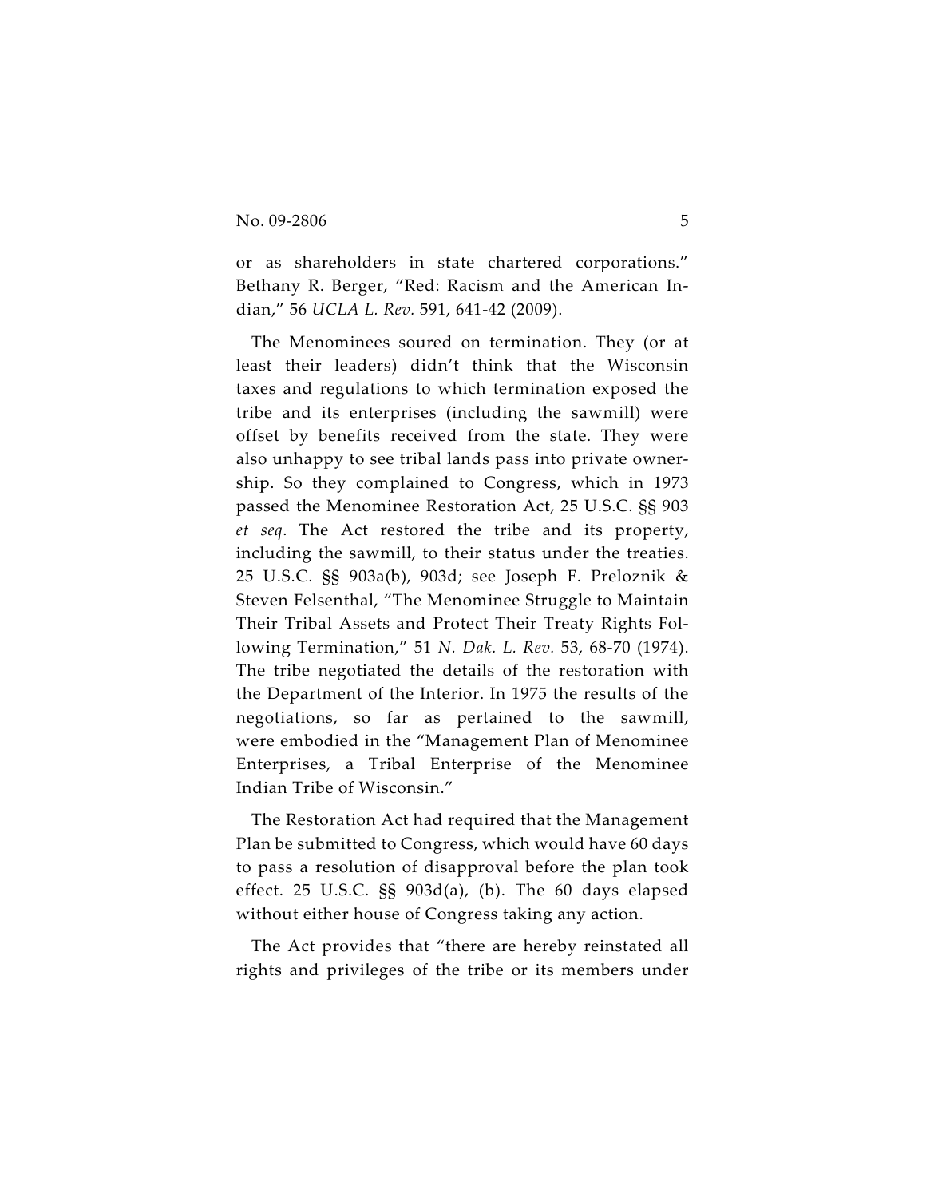or as shareholders in state chartered corporations." Bethany R. Berger, "Red: Racism and the American Indian," 56 *UCLA L. Rev.* 591, 641-42 (2009).

The Menominees soured on termination. They (or at least their leaders) didn't think that the Wisconsin taxes and regulations to which termination exposed the tribe and its enterprises (including the sawmill) were offset by benefits received from the state. They were also unhappy to see tribal lands pass into private ownership. So they complained to Congress, which in 1973 passed the Menominee Restoration Act, 25 U.S.C. §§ 903 *et seq*. The Act restored the tribe and its property, including the sawmill, to their status under the treaties. 25 U.S.C. §§ 903a(b), 903d; see Joseph F. Preloznik & Steven Felsenthal, "The Menominee Struggle to Maintain Their Tribal Assets and Protect Their Treaty Rights Following Termination," 51 *N. Dak. L. Rev.* 53, 68-70 (1974). The tribe negotiated the details of the restoration with the Department of the Interior. In 1975 the results of the negotiations, so far as pertained to the sawmill, were embodied in the "Management Plan of Menominee Enterprises, a Tribal Enterprise of the Menominee Indian Tribe of Wisconsin."

The Restoration Act had required that the Management Plan be submitted to Congress, which would have 60 days to pass a resolution of disapproval before the plan took effect. 25 U.S.C. §§ 903d(a), (b). The 60 days elapsed without either house of Congress taking any action.

The Act provides that "there are hereby reinstated all rights and privileges of the tribe or its members under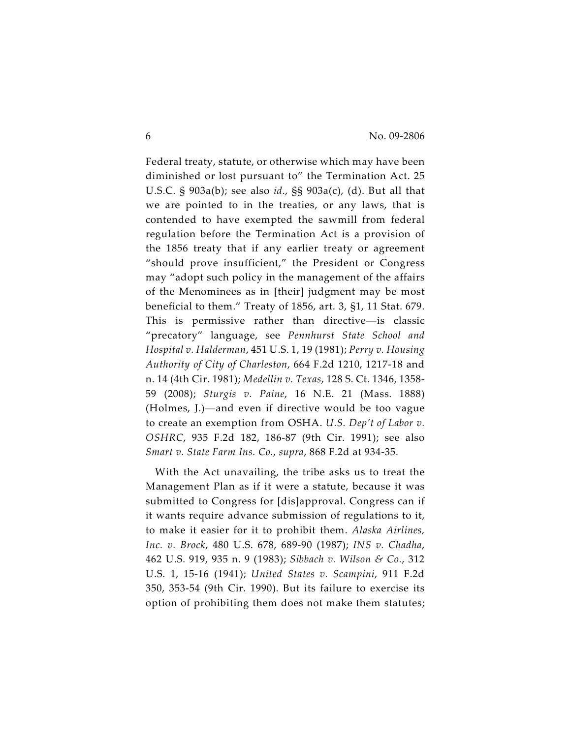Federal treaty, statute, or otherwise which may have been diminished or lost pursuant to" the Termination Act. 25 U.S.C. § 903a(b); see also *id*., §§ 903a(c), (d). But all that we are pointed to in the treaties, or any laws, that is contended to have exempted the sawmill from federal regulation before the Termination Act is a provision of the 1856 treaty that if any earlier treaty or agreement "should prove insufficient," the President or Congress may "adopt such policy in the management of the affairs of the Menominees as in [their] judgment may be most beneficial to them." Treaty of 1856, art. 3, §1, 11 Stat. 679. This is permissive rather than directive—is classic "precatory" language, see *Pennhurst State School and Hospital v. Halderman*, 451 U.S. 1, 19 (1981); *Perry v. Housing Authority of City of Charleston*, 664 F.2d 1210, 1217-18 and n. 14 (4th Cir. 1981); *Medellin v. Texas*, 128 S. Ct. 1346, 1358-59 (2008); *Sturgis v. Paine*, 16 N.E. 21 (Mass. 1888) (Holmes, J.)—and even if directive would be too vague to create an exemption from OSHA. *U.S. Dep't of Labor v. OSHRC*, 935 F.2d 182, 186-87 (9th Cir. 1991); see also *Smart v. State Farm Ins. Co.*, *supra*, 868 F.2d at 934-35.

With the Act unavailing, the tribe asks us to treat the Management Plan as if it were a statute, because it was submitted to Congress for [dis]approval. Congress can if it wants require advance submission of regulations to it, to make it easier for it to prohibit them. *Alaska Airlines, Inc. v. Brock*, 480 U.S. 678, 689-90 (1987); *INS v. Chadha*, 462 U.S. 919, 935 n. 9 (1983); *Sibbach v. Wilson & Co.*, 312 U.S. 1, 15-16 (1941); *United States v. Scampini*, 911 F.2d 350, 353-54 (9th Cir. 1990). But its failure to exercise its option of prohibiting them does not make them statutes;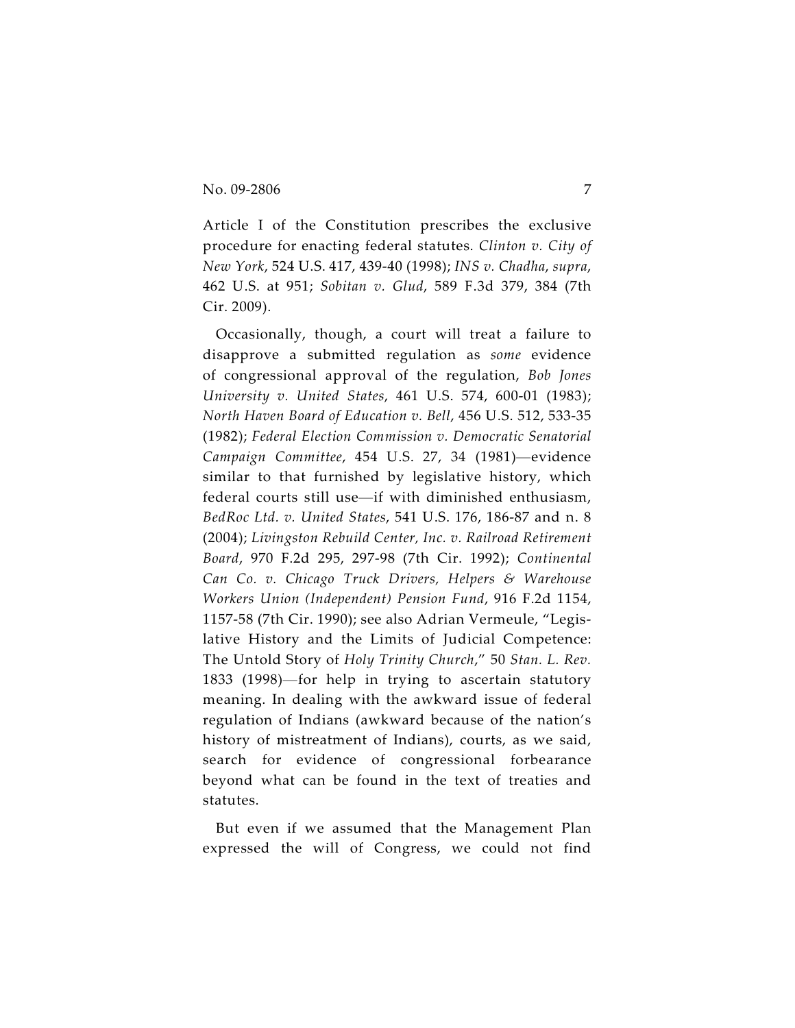Article I of the Constitution prescribes the exclusive procedure for enacting federal statutes. *Clinton v. City of New York*, 524 U.S. 417, 439-40 (1998); *INS v. Chadha*, *supra*, 462 U.S. at 951; *Sobitan v. Glud*, 589 F.3d 379, 384 (7th Cir. 2009).

Occasionally, though, a court will treat a failure to disapprove a submitted regulation as *some* evidence of congressional approval of the regulation, *Bob Jones University v. United States*, 461 U.S. 574, 600-01 (1983); *North Haven Board of Education v. Bell*, 456 U.S. 512, 533-35 (1982); *Federal Election Commission v. Democratic Senatorial Campaign Committee*, 454 U.S. 27, 34 (1981)—evidence similar to that furnished by legislative history, which federal courts still use—if with diminished enthusiasm, *BedRoc Ltd. v. United States*, 541 U.S. 176, 186-87 and n. 8 (2004); *Livingston Rebuild Center, Inc. v. Railroad Retirement Board*, 970 F.2d 295, 297-98 (7th Cir. 1992); *Continental Can Co. v. Chicago Truck Drivers, Helpers & Warehouse Workers Union (Independent) Pension Fund*, 916 F.2d 1154, 1157-58 (7th Cir. 1990); see also Adrian Vermeule, "Legislative History and the Limits of Judicial Competence: The Untold Story of *Holy Trinity Church*," 50 *Stan. L. Rev.* 1833 (1998)—for help in trying to ascertain statutory meaning. In dealing with the awkward issue of federal regulation of Indians (awkward because of the nation's history of mistreatment of Indians), courts, as we said, search for evidence of congressional forbearance beyond what can be found in the text of treaties and statutes.

But even if we assumed that the Management Plan expressed the will of Congress, we could not find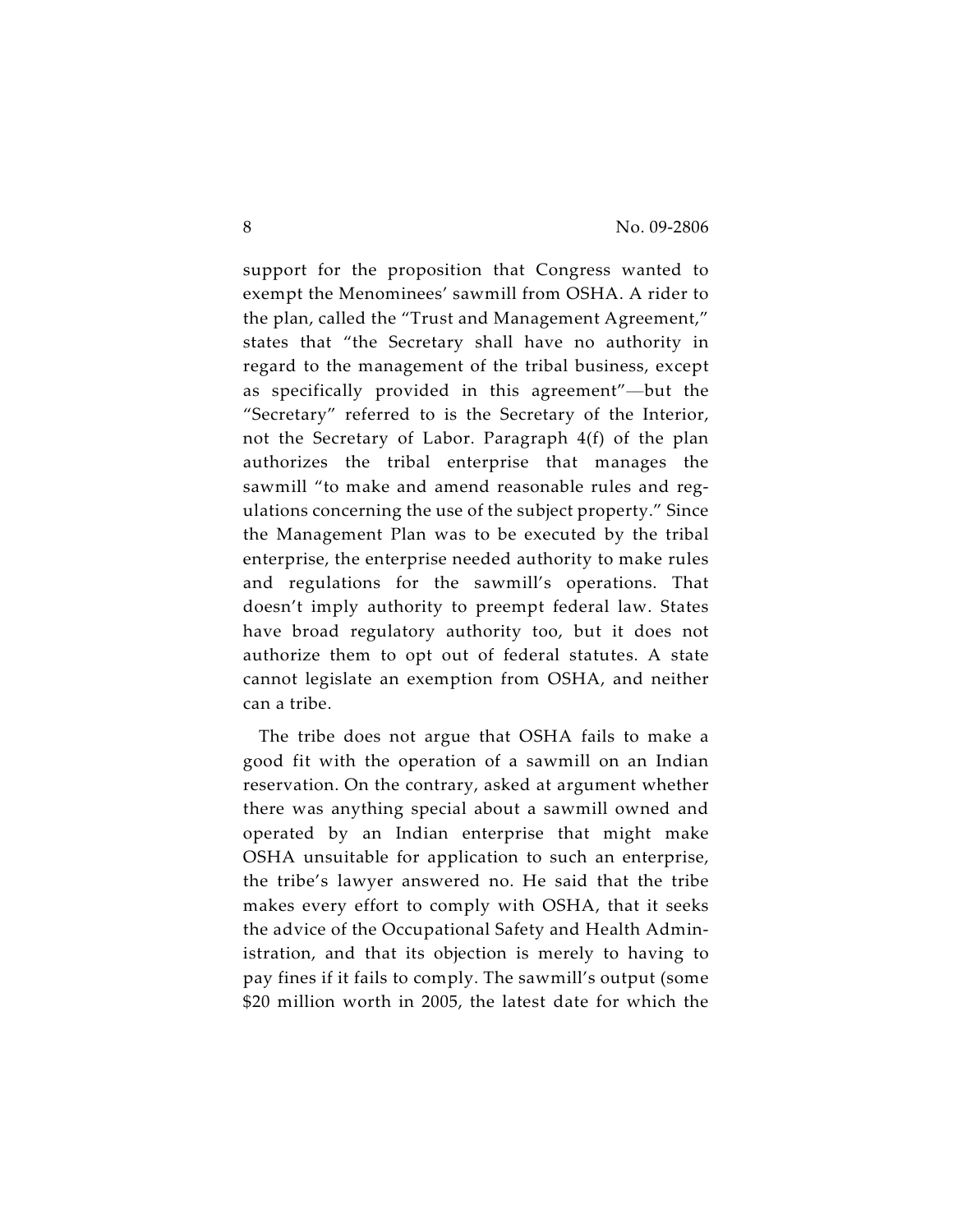support for the proposition that Congress wanted to exempt the Menominees' sawmill from OSHA. A rider to the plan, called the "Trust and Management Agreement," states that "the Secretary shall have no authority in regard to the management of the tribal business, except as specifically provided in this agreement"—but the "Secretary" referred to is the Secretary of the Interior, not the Secretary of Labor. Paragraph 4(f) of the plan authorizes the tribal enterprise that manages the sawmill "to make and amend reasonable rules and regulations concerning the use of the subject property." Since the Management Plan was to be executed by the tribal enterprise, the enterprise needed authority to make rules and regulations for the sawmill's operations. That doesn't imply authority to preempt federal law. States have broad regulatory authority too, but it does not authorize them to opt out of federal statutes. A state cannot legislate an exemption from OSHA, and neither can a tribe.

The tribe does not argue that OSHA fails to make a good fit with the operation of a sawmill on an Indian reservation. On the contrary, asked at argument whether there was anything special about a sawmill owned and operated by an Indian enterprise that might make OSHA unsuitable for application to such an enterprise, the tribe's lawyer answered no. He said that the tribe makes every effort to comply with OSHA, that it seeks the advice of the Occupational Safety and Health Administration, and that its objection is merely to having to pay fines if it fails to comply. The sawmill's output (some $20 million worth in 2005, the latest date for which the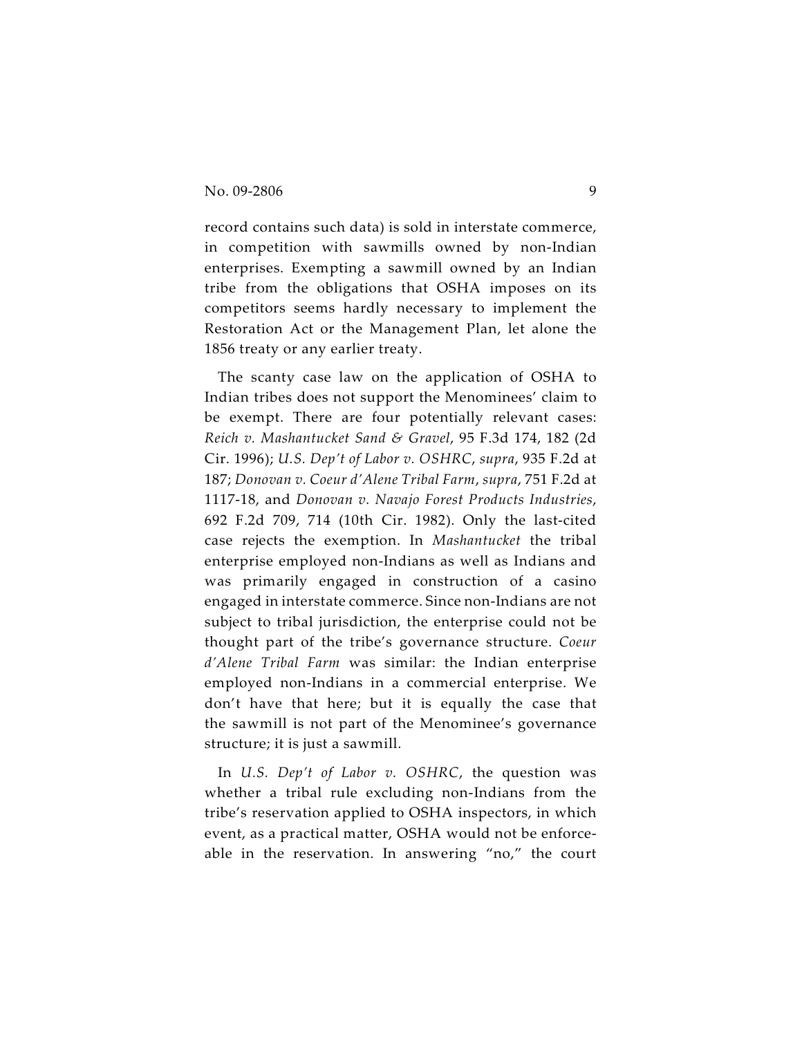record contains such data) is sold in interstate commerce, in competition with sawmills owned by non-Indian enterprises. Exempting a sawmill owned by an Indian tribe from the obligations that OSHA imposes on its competitors seems hardly necessary to implement the Restoration Act or the Management Plan, let alone the 1856 treaty or any earlier treaty.

The scanty case law on the application of OSHA to Indian tribes does not support the Menominees' claim to be exempt. There are four potentially relevant cases: *Reich v. Mashantucket Sand & Gravel*, 95 F.3d 174, 182 (2d Cir. 1996); *U.S. Dep't of Labor v. OSHRC*, *supra*, 935 F.2d at 187; *Donovan v. Coeur d'Alene Tribal Farm*, *supra*, 751 F.2d at 1117-18, and *Donovan v. Navajo Forest Products Industries*, 692 F.2d 709, 714 (10th Cir. 1982). Only the last-cited case rejects the exemption. In *Mashantucket* the tribal enterprise employed non-Indians as well as Indians and was primarily engaged in construction of a casino engaged in interstate commerce. Since non-Indians are not subject to tribal jurisdiction, the enterprise could not be thought part of the tribe's governance structure. *Coeur d'Alene Tribal Farm* was similar: the Indian enterprise employed non-Indians in a commercial enterprise. We don't have that here; but it is equally the case that the sawmill is not part of the Menominee's governance structure; it is just a sawmill.

In *U.S. Dep't of Labor v. OSHRC*, the question was whether a tribal rule excluding non-Indians from the tribe's reservation applied to OSHA inspectors, in which event, as a practical matter, OSHA would not be enforceable in the reservation. In answering "no," the court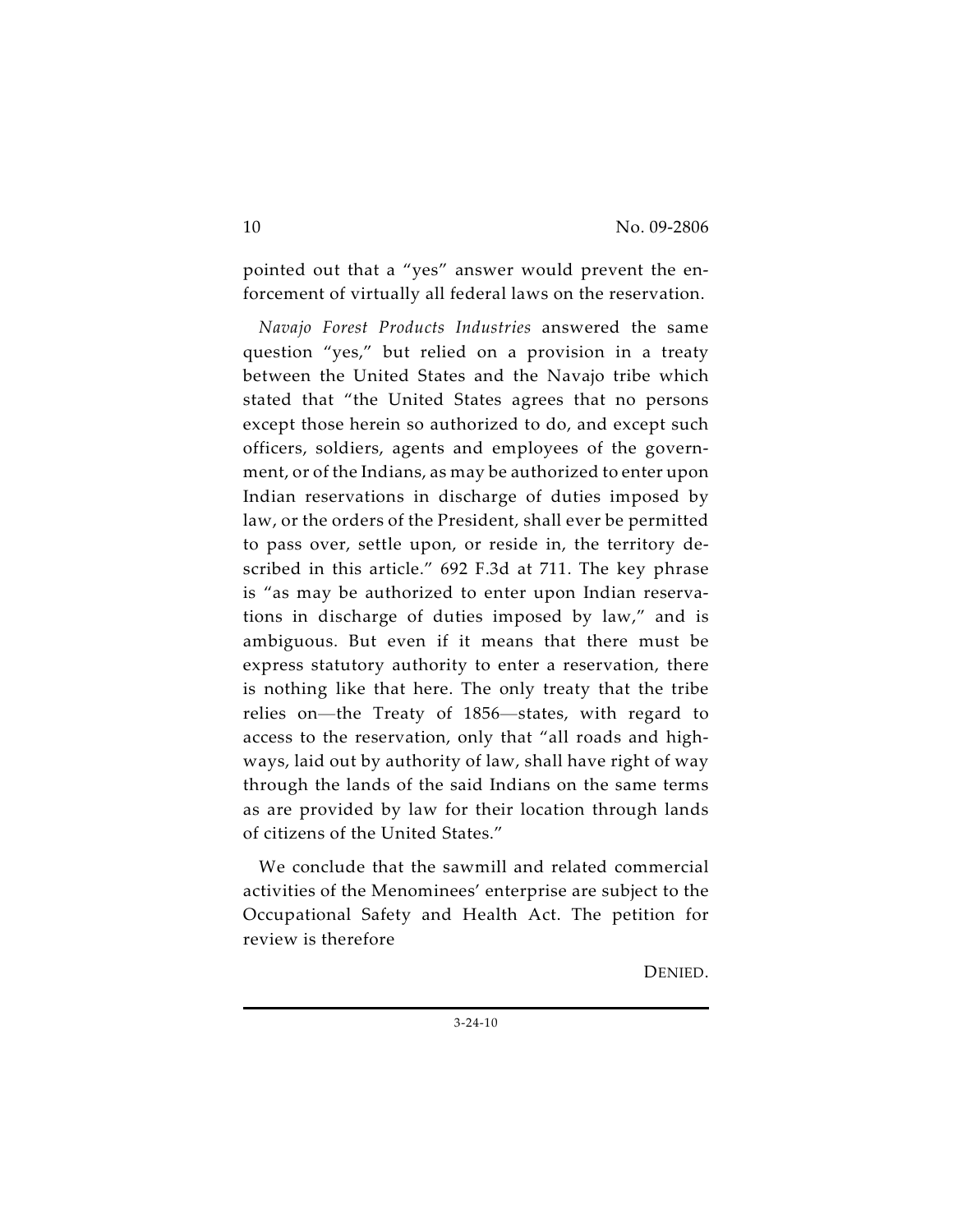pointed out that a "yes" answer would prevent the enforcement of virtually all federal laws on the reservation.

*Navajo Forest Products Industries* answered the same question "yes," but relied on a provision in a treaty between the United States and the Navajo tribe which stated that "the United States agrees that no persons except those herein so authorized to do, and except such officers, soldiers, agents and employees of the government, or of the Indians, as may be authorized to enter upon Indian reservations in discharge of duties imposed by law, or the orders of the President, shall ever be permitted to pass over, settle upon, or reside in, the territory described in this article." 692 F.3d at 711. The key phrase is "as may be authorized to enter upon Indian reservations in discharge of duties imposed by law," and is ambiguous. But even if it means that there must be express statutory authority to enter a reservation, there is nothing like that here. The only treaty that the tribe relies on—the Treaty of 1856—states, with regard to access to the reservation, only that "all roads and highways, laid out by authority of law, shall have right of way through the lands of the said Indians on the same terms as are provided by law for their location through lands of citizens of the United States."

We conclude that the sawmill and related commercial activities of the Menominees' enterprise are subject to the Occupational Safety and Health Act. The petition for review is therefore

DENIED.

3-24-10